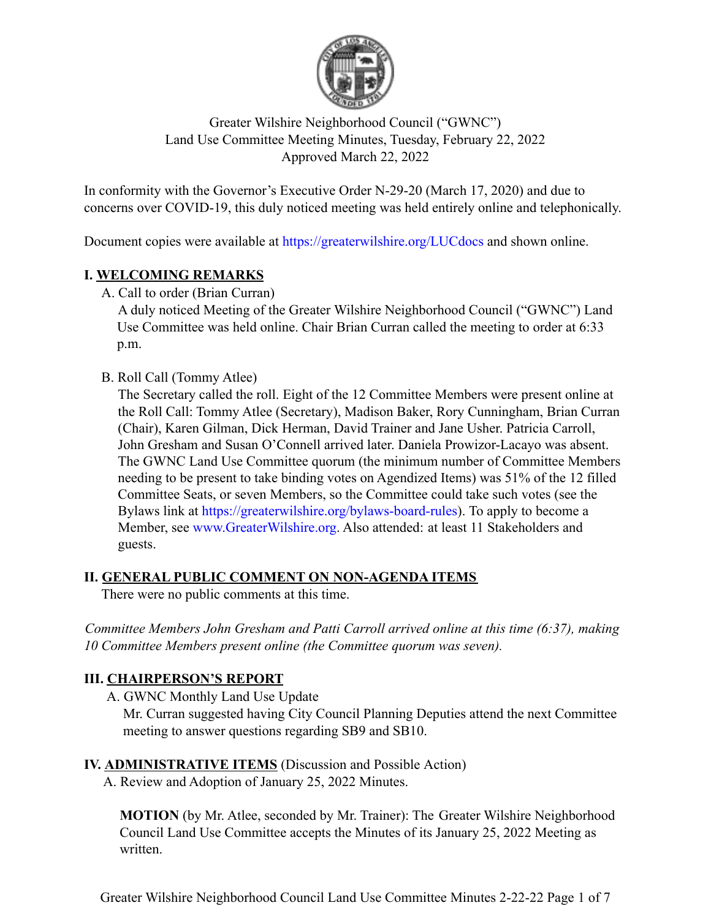Greater Wilshire Neighborhood Council ("GWNC")
Land Use Committee Meeting Minutes, Tuesday, February 22, 2022
Approved March 22, 2022

In conformity with the Governor's Executive Order N-29-20 (March 17, 2020) and due to concerns over COVID-19, this duly noticed meeting was held entirely online and telephonically.

Document copies were available at https://greaterwilshire.org/LUCdocs and shown online.

## I. WELCOMING REMARKS

A. Call to order (Brian Curran)

A duly noticed Meeting of the Greater Wilshire Neighborhood Council ("GWNC") Land Use Committee was held online. Chair Brian Curran called the meeting to order at 6:33 p.m.

B. Roll Call (Tommy Atlee)

The Secretary called the roll. Eight of the 12 Committee Members were present online at the Roll Call: Tommy Atlee (Secretary), Madison Baker, Rory Cunningham, Brian Curran (Chair), Karen Gilman, Dick Herman, David Trainer and Jane Usher. Patricia Carroll, John Gresham and Susan O'Connell arrived later. Daniela Prowizor-Lacayo was absent. The GWNC Land Use Committee quorum (the minimum number of Committee Members needing to be present to take binding votes on Agendized Items) was 51% of the 12 filled Committee Seats, or seven Members, so the Committee could take such votes (see the Bylaws link at https://greaterwilshire.org/bylaws-board-rules). To apply to become a Member, see www.GreaterWilshire.org. Also attended: at least 11 Stakeholders and guests.

## II. GENERAL PUBLIC COMMENT ON NON-AGENDA ITEMS

There were no public comments at this time.

*Committee Members John Gresham and Patti Carroll arrived online at this time (6:37), making 10 Committee Members present online (the Committee quorum was seven).*

## III. CHAIRPERSON'S REPORT

A. GWNC Monthly Land Use Update

Mr. Curran suggested having City Council Planning Deputies attend the next Committee meeting to answer questions regarding SB9 and SB10.

## IV. ADMINISTRATIVE ITEMS (Discussion and Possible Action)

A. Review and Adoption of January 25, 2022 Minutes.

**MOTION** (by Mr. Atlee, seconded by Mr. Trainer): The Greater Wilshire Neighborhood Council Land Use Committee accepts the Minutes of its January 25, 2022 Meeting as written.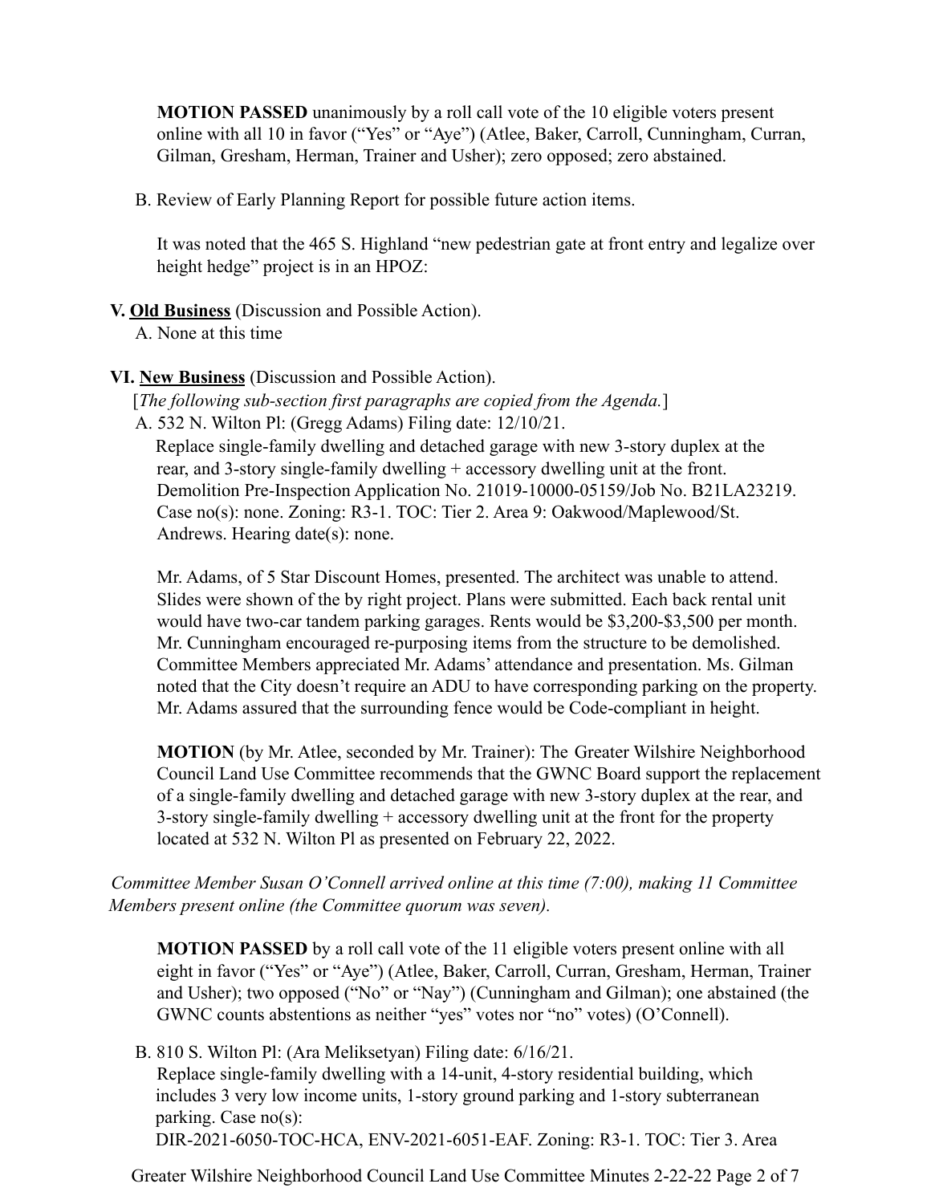**MOTION PASSED** unanimously by a roll call vote of the 10 eligible voters present online with all 10 in favor ("Yes" or "Aye") (Atlee, Baker, Carroll, Cunningham, Curran, Gilman, Gresham, Herman, Trainer and Usher); zero opposed; zero abstained.

B. Review of Early Planning Report for possible future action items.

It was noted that the 465 S. Highland "new pedestrian gate at front entry and legalize over height hedge" project is in an HPOZ:

**V. <u>Old Business</u>** (Discussion and Possible Action).

A. None at this time

**VI. <u>New Business</u>** (Discussion and Possible Action).

[*The following sub-section first paragraphs are copied from the Agenda.*]

A. 532 N. Wilton Pl: (Gregg Adams) Filing date: 12/10/21.
Replace single-family dwelling and detached garage with new 3-story duplex at the rear, and 3-story single-family dwelling + accessory dwelling unit at the front. Demolition Pre-Inspection Application No. 21019-10000-05159/Job No. B21LA23219. Case no(s): none. Zoning: R3-1. TOC: Tier 2. Area 9: Oakwood/Maplewood/St. Andrews. Hearing date(s): none.

Mr. Adams, of 5 Star Discount Homes, presented. The architect was unable to attend. Slides were shown of the by right project. Plans were submitted. Each back rental unit would have two-car tandem parking garages. Rents would be $3,200-$3,500 per month. Mr. Cunningham encouraged re-purposing items from the structure to be demolished. Committee Members appreciated Mr. Adams' attendance and presentation. Ms. Gilman noted that the City doesn't require an ADU to have corresponding parking on the property. Mr. Adams assured that the surrounding fence would be Code-compliant in height.

**MOTION** (by Mr. Atlee, seconded by Mr. Trainer): The Greater Wilshire Neighborhood Council Land Use Committee recommends that the GWNC Board support the replacement of a single-family dwelling and detached garage with new 3-story duplex at the rear, and 3-story single-family dwelling + accessory dwelling unit at the front for the property located at 532 N. Wilton Pl as presented on February 22, 2022.

*Committee Member Susan O'Connell arrived online at this time (7:00), making 11 Committee Members present online (the Committee quorum was seven).*

**MOTION PASSED** by a roll call vote of the 11 eligible voters present online with all eight in favor ("Yes" or "Aye") (Atlee, Baker, Carroll, Curran, Gresham, Herman, Trainer and Usher); two opposed ("No" or "Nay") (Cunningham and Gilman); one abstained (the GWNC counts abstentions as neither "yes" votes nor "no" votes) (O'Connell).

B. 810 S. Wilton Pl: (Ara Meliksetyan) Filing date: 6/16/21.
Replace single-family dwelling with a 14-unit, 4-story residential building, which includes 3 very low income units, 1-story ground parking and 1-story subterranean parking. Case no(s):
DIR-2021-6050-TOC-HCA, ENV-2021-6051-EAF. Zoning: R3-1. TOC: Tier 3. Area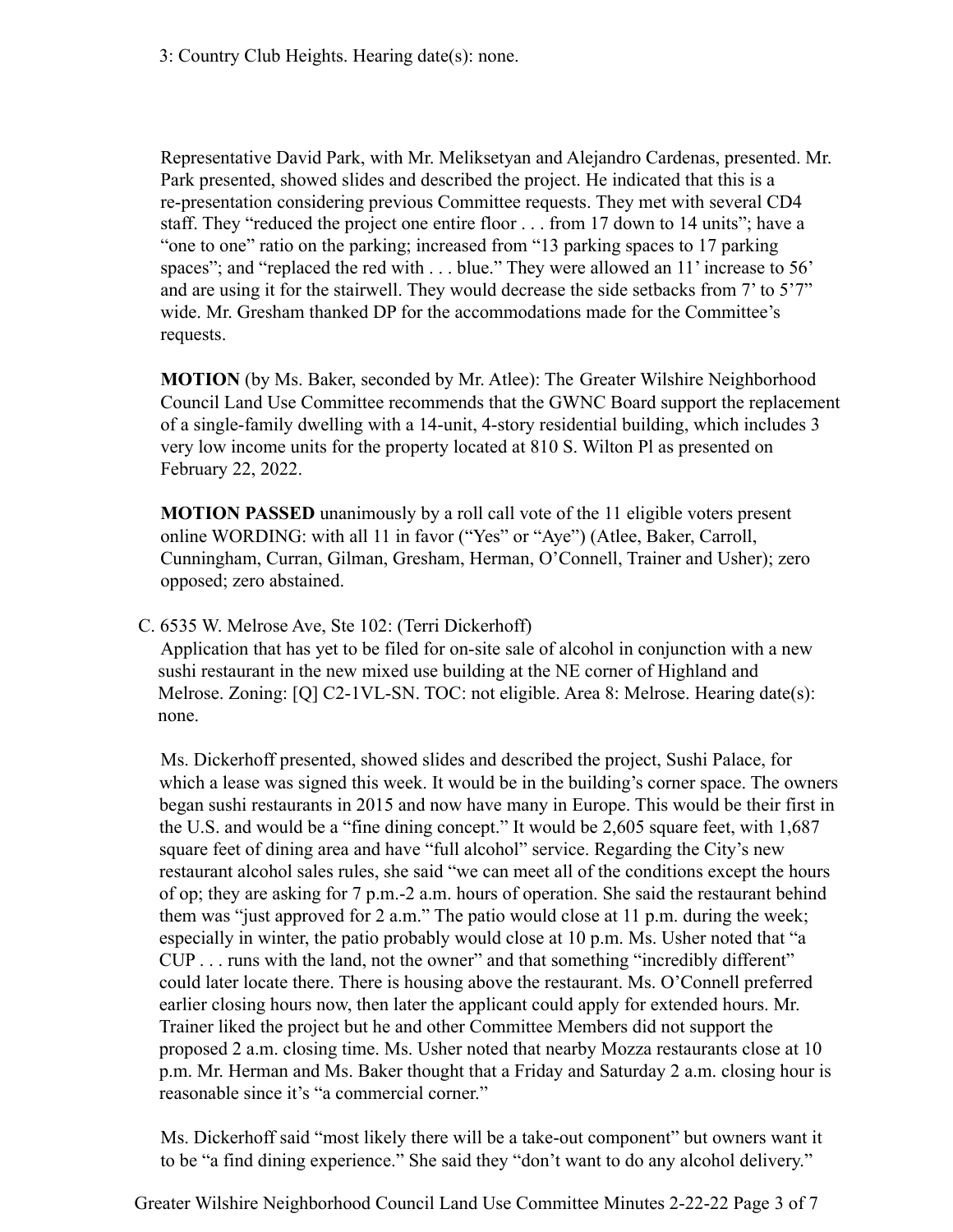3: Country Club Heights. Hearing date(s): none.

Representative David Park, with Mr. Meliksetyan and Alejandro Cardenas, presented. Mr. Park presented, showed slides and described the project. He indicated that this is a re-presentation considering previous Committee requests. They met with several CD4 staff. They "reduced the project one entire floor . . . from 17 down to 14 units"; have a "one to one" ratio on the parking; increased from "13 parking spaces to 17 parking spaces"; and "replaced the red with . . . blue." They were allowed an 11' increase to 56' and are using it for the stairwell. They would decrease the side setbacks from 7' to 5'7" wide. Mr. Gresham thanked DP for the accommodations made for the Committee's requests.

**MOTION** (by Ms. Baker, seconded by Mr. Atlee): The Greater Wilshire Neighborhood Council Land Use Committee recommends that the GWNC Board support the replacement of a single-family dwelling with a 14-unit, 4-story residential building, which includes 3 very low income units for the property located at 810 S. Wilton Pl as presented on February 22, 2022.

**MOTION PASSED** unanimously by a roll call vote of the 11 eligible voters present online WORDING: with all 11 in favor ("Yes" or "Aye") (Atlee, Baker, Carroll, Cunningham, Curran, Gilman, Gresham, Herman, O'Connell, Trainer and Usher); zero opposed; zero abstained.

C. 6535 W. Melrose Ave, Ste 102: (Terri Dickerhoff)
Application that has yet to be filed for on-site sale of alcohol in conjunction with a new sushi restaurant in the new mixed use building at the NE corner of Highland and Melrose. Zoning: [Q] C2-1VL-SN. TOC: not eligible. Area 8: Melrose. Hearing date(s): none.

Ms. Dickerhoff presented, showed slides and described the project, Sushi Palace, for which a lease was signed this week. It would be in the building's corner space. The owners began sushi restaurants in 2015 and now have many in Europe. This would be their first in the U.S. and would be a "fine dining concept." It would be 2,605 square feet, with 1,687 square feet of dining area and have "full alcohol" service. Regarding the City's new restaurant alcohol sales rules, she said "we can meet all of the conditions except the hours of op; they are asking for 7 p.m.-2 a.m. hours of operation. She said the restaurant behind them was "just approved for 2 a.m." The patio would close at 11 p.m. during the week; especially in winter, the patio probably would close at 10 p.m. Ms. Usher noted that "a CUP . . . runs with the land, not the owner" and that something "incredibly different" could later locate there. There is housing above the restaurant. Ms. O'Connell preferred earlier closing hours now, then later the applicant could apply for extended hours. Mr. Trainer liked the project but he and other Committee Members did not support the proposed 2 a.m. closing time. Ms. Usher noted that nearby Mozza restaurants close at 10 p.m. Mr. Herman and Ms. Baker thought that a Friday and Saturday 2 a.m. closing hour is reasonable since it's "a commercial corner."

Ms. Dickerhoff said "most likely there will be a take-out component" but owners want it to be "a find dining experience." She said they "don't want to do any alcohol delivery."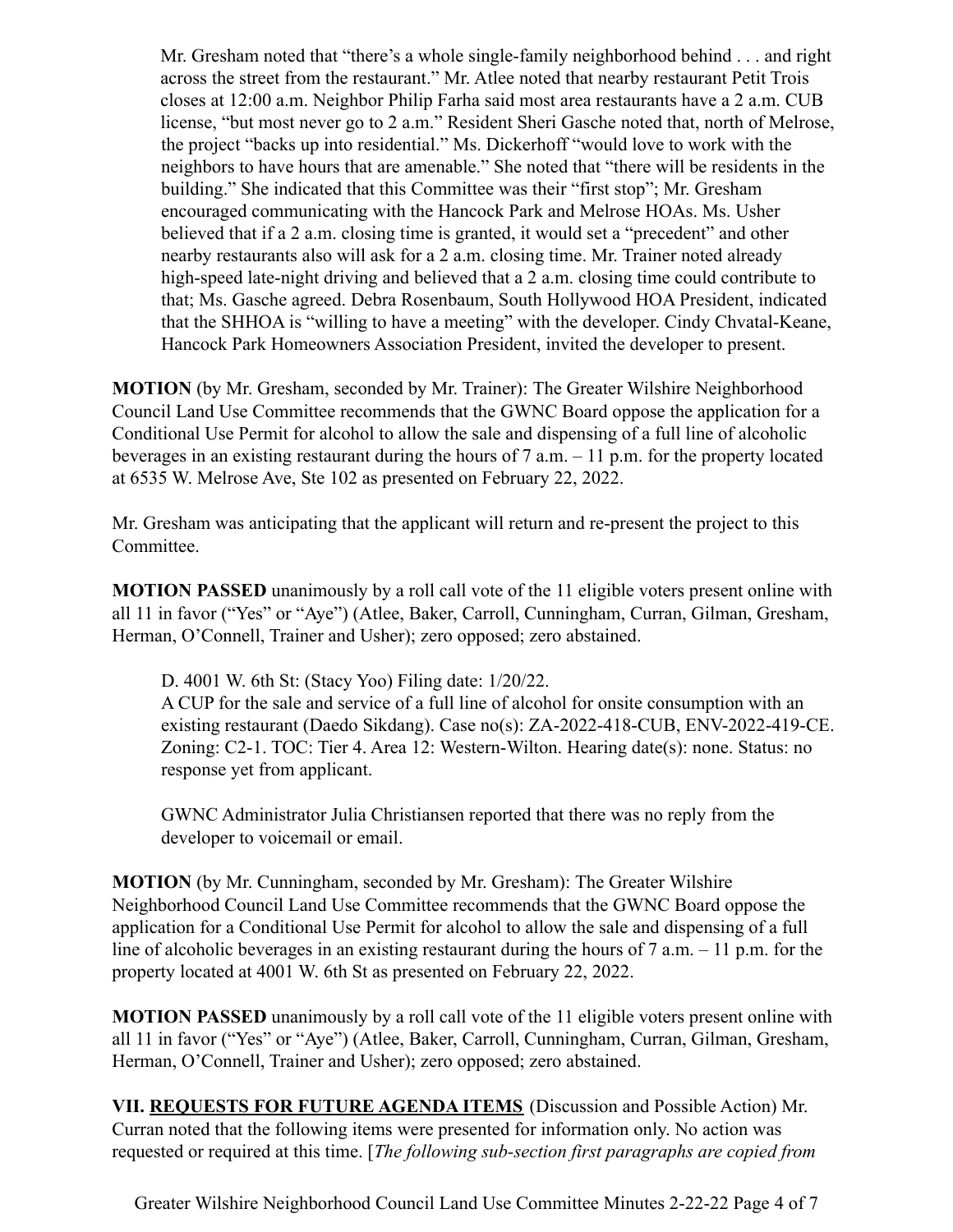Mr. Gresham noted that "there's a whole single-family neighborhood behind . . . and right across the street from the restaurant." Mr. Atlee noted that nearby restaurant Petit Trois closes at 12:00 a.m. Neighbor Philip Farha said most area restaurants have a 2 a.m. CUB license, "but most never go to 2 a.m." Resident Sheri Gasche noted that, north of Melrose, the project "backs up into residential." Ms. Dickerhoff "would love to work with the neighbors to have hours that are amenable." She noted that "there will be residents in the building." She indicated that this Committee was their "first stop"; Mr. Gresham encouraged communicating with the Hancock Park and Melrose HOAs. Ms. Usher believed that if a 2 a.m. closing time is granted, it would set a "precedent" and other nearby restaurants also will ask for a 2 a.m. closing time. Mr. Trainer noted already high-speed late-night driving and believed that a 2 a.m. closing time could contribute to that; Ms. Gasche agreed. Debra Rosenbaum, South Hollywood HOA President, indicated that the SHHOA is "willing to have a meeting" with the developer. Cindy Chvatal-Keane, Hancock Park Homeowners Association President, invited the developer to present.

**MOTION** (by Mr. Gresham, seconded by Mr. Trainer): The Greater Wilshire Neighborhood Council Land Use Committee recommends that the GWNC Board oppose the application for a Conditional Use Permit for alcohol to allow the sale and dispensing of a full line of alcoholic beverages in an existing restaurant during the hours of 7 a.m. – 11 p.m. for the property located at 6535 W. Melrose Ave, Ste 102 as presented on February 22, 2022.

Mr. Gresham was anticipating that the applicant will return and re-present the project to this Committee.

**MOTION PASSED** unanimously by a roll call vote of the 11 eligible voters present online with all 11 in favor ("Yes" or "Aye") (Atlee, Baker, Carroll, Cunningham, Curran, Gilman, Gresham, Herman, O'Connell, Trainer and Usher); zero opposed; zero abstained.

D. 4001 W. 6th St: (Stacy Yoo) Filing date: 1/20/22.
A CUP for the sale and service of a full line of alcohol for onsite consumption with an existing restaurant (Daedo Sikdang). Case no(s): ZA-2022-418-CUB, ENV-2022-419-CE. Zoning: C2-1. TOC: Tier 4. Area 12: Western-Wilton. Hearing date(s): none. Status: no response yet from applicant.

GWNC Administrator Julia Christiansen reported that there was no reply from the developer to voicemail or email.

**MOTION** (by Mr. Cunningham, seconded by Mr. Gresham): The Greater Wilshire Neighborhood Council Land Use Committee recommends that the GWNC Board oppose the application for a Conditional Use Permit for alcohol to allow the sale and dispensing of a full line of alcoholic beverages in an existing restaurant during the hours of 7 a.m. – 11 p.m. for the property located at 4001 W. 6th St as presented on February 22, 2022.

**MOTION PASSED** unanimously by a roll call vote of the 11 eligible voters present online with all 11 in favor ("Yes" or "Aye") (Atlee, Baker, Carroll, Cunningham, Curran, Gilman, Gresham, Herman, O'Connell, Trainer and Usher); zero opposed; zero abstained.

**VII. REQUESTS FOR FUTURE AGENDA ITEMS** (Discussion and Possible Action) Mr. Curran noted that the following items were presented for information only. No action was requested or required at this time. [*The following sub-section first paragraphs are copied from*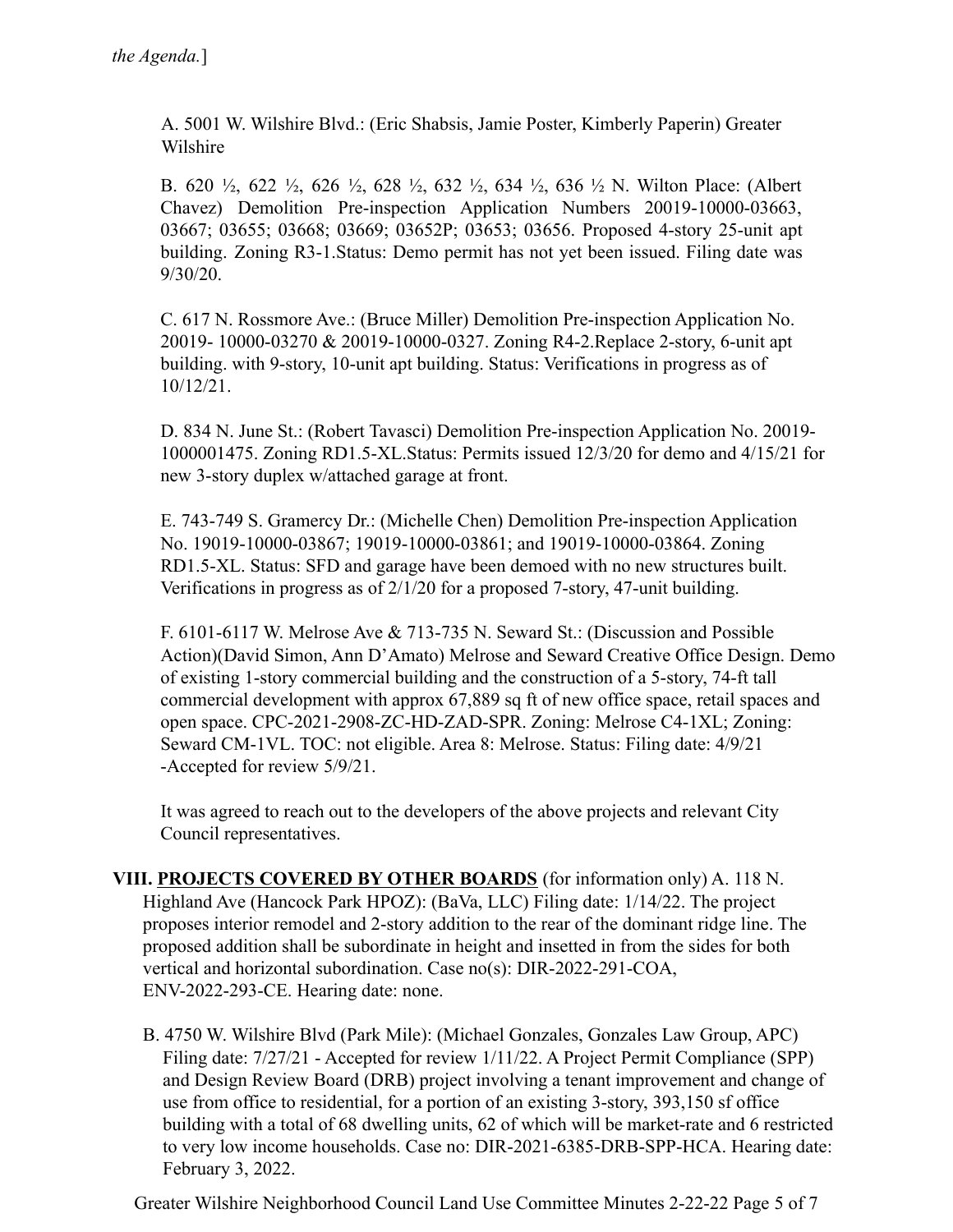*the Agenda.*]

A. 5001 W. Wilshire Blvd.: (Eric Shabsis, Jamie Poster, Kimberly Paperin) Greater Wilshire

B. 620 ½, 622 ½, 626 ½, 628 ½, 632 ½, 634 ½, 636 ½ N. Wilton Place: (Albert Chavez) Demolition Pre-inspection Application Numbers 20019-10000-03663, 03667; 03655; 03668; 03669; 03652P; 03653; 03656. Proposed 4-story 25-unit apt building. Zoning R3-1.Status: Demo permit has not yet been issued. Filing date was 9/30/20.

C. 617 N. Rossmore Ave.: (Bruce Miller) Demolition Pre-inspection Application No. 20019- 10000-03270 & 20019-10000-0327. Zoning R4-2.Replace 2-story, 6-unit apt building. with 9-story, 10-unit apt building. Status: Verifications in progress as of 10/12/21.

D. 834 N. June St.: (Robert Tavasci) Demolition Pre-inspection Application No. 20019-1000001475. Zoning RD1.5-XL.Status: Permits issued 12/3/20 for demo and 4/15/21 for new 3-story duplex w/attached garage at front.

E. 743-749 S. Gramercy Dr.: (Michelle Chen) Demolition Pre-inspection Application No. 19019-10000-03867; 19019-10000-03861; and 19019-10000-03864. Zoning RD1.5-XL. Status: SFD and garage have been demoed with no new structures built. Verifications in progress as of 2/1/20 for a proposed 7-story, 47-unit building.

F. 6101-6117 W. Melrose Ave & 713-735 N. Seward St.: (Discussion and Possible Action)(David Simon, Ann D'Amato) Melrose and Seward Creative Office Design. Demo of existing 1-story commercial building and the construction of a 5-story, 74-ft tall commercial development with approx 67,889 sq ft of new office space, retail spaces and open space. CPC-2021-2908-ZC-HD-ZAD-SPR. Zoning: Melrose C4-1XL; Zoning: Seward CM-1VL. TOC: not eligible. Area 8: Melrose. Status: Filing date: 4/9/21 -Accepted for review 5/9/21.

It was agreed to reach out to the developers of the above projects and relevant City Council representatives.

**VIII. PROJECTS COVERED BY OTHER BOARDS** (for information only) A. 118 N. Highland Ave (Hancock Park HPOZ): (BaVa, LLC) Filing date: 1/14/22. The project proposes interior remodel and 2-story addition to the rear of the dominant ridge line. The proposed addition shall be subordinate in height and insetted in from the sides for both vertical and horizontal subordination. Case no(s): DIR-2022-291-COA, ENV-2022-293-CE. Hearing date: none.

B. 4750 W. Wilshire Blvd (Park Mile): (Michael Gonzales, Gonzales Law Group, APC) Filing date: 7/27/21 - Accepted for review 1/11/22. A Project Permit Compliance (SPP) and Design Review Board (DRB) project involving a tenant improvement and change of use from office to residential, for a portion of an existing 3-story, 393,150 sf office building with a total of 68 dwelling units, 62 of which will be market-rate and 6 restricted to very low income households. Case no: DIR-2021-6385-DRB-SPP-HCA. Hearing date: February 3, 2022.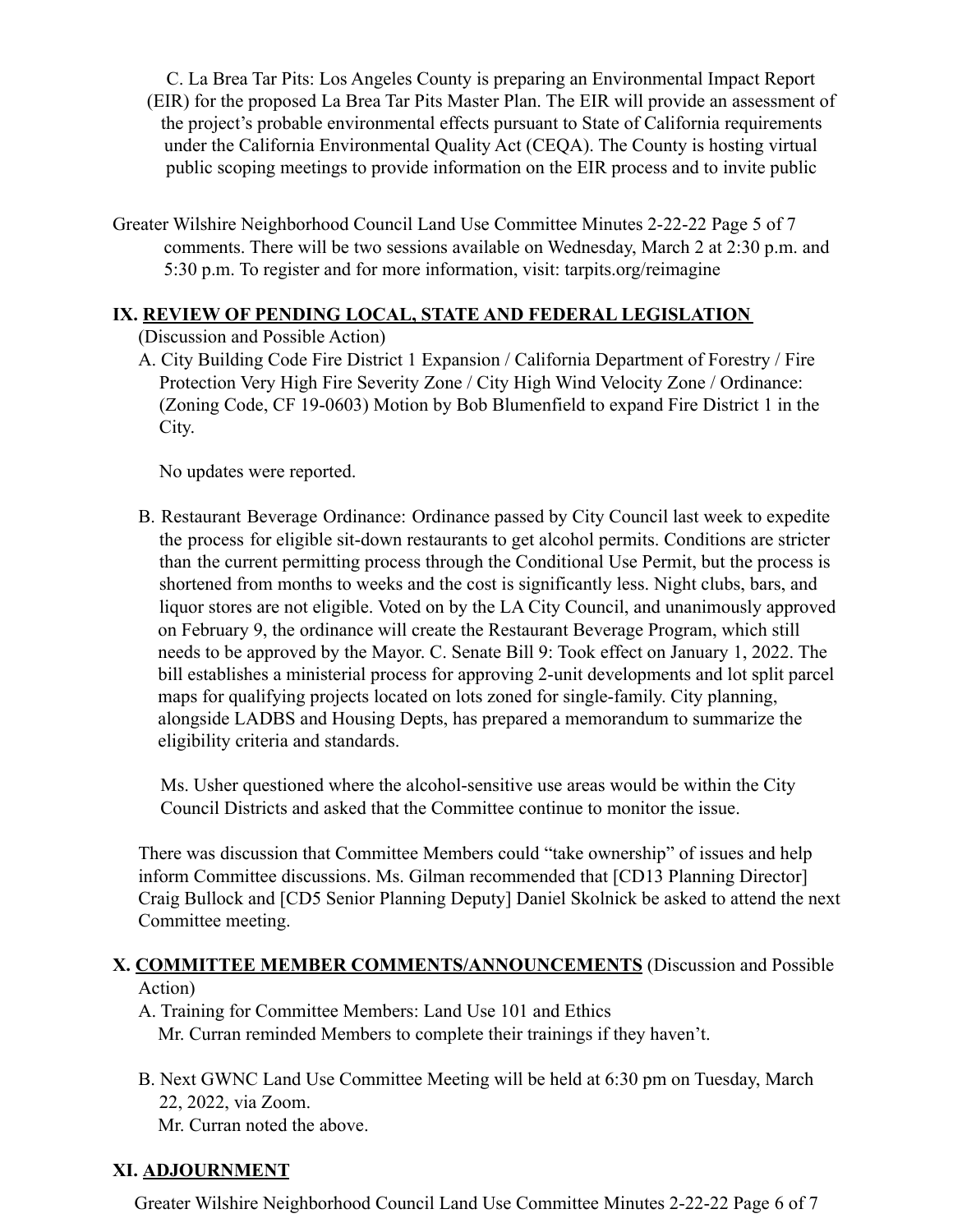C. La Brea Tar Pits: Los Angeles County is preparing an Environmental Impact Report (EIR) for the proposed La Brea Tar Pits Master Plan. The EIR will provide an assessment of the project's probable environmental effects pursuant to State of California requirements under the California Environmental Quality Act (CEQA). The County is hosting virtual public scoping meetings to provide information on the EIR process and to invite public comments. There will be two sessions available on Wednesday, March 2 at 2:30 p.m. and 5:30 p.m. To register and for more information, visit: tarpits.org/reimagine

## IX. REVIEW OF PENDING LOCAL, STATE AND FEDERAL LEGISLATION

(Discussion and Possible Action)

A. City Building Code Fire District 1 Expansion / California Department of Forestry / Fire Protection Very High Fire Severity Zone / City High Wind Velocity Zone / Ordinance: (Zoning Code, CF 19-0603) Motion by Bob Blumenfield to expand Fire District 1 in the City.

No updates were reported.

B. Restaurant Beverage Ordinance: Ordinance passed by City Council last week to expedite the process for eligible sit-down restaurants to get alcohol permits. Conditions are stricter than the current permitting process through the Conditional Use Permit, but the process is shortened from months to weeks and the cost is significantly less. Night clubs, bars, and liquor stores are not eligible. Voted on by the LA City Council, and unanimously approved on February 9, the ordinance will create the Restaurant Beverage Program, which still needs to be approved by the Mayor. C. Senate Bill 9: Took effect on January 1, 2022. The bill establishes a ministerial process for approving 2-unit developments and lot split parcel maps for qualifying projects located on lots zoned for single-family. City planning, alongside LADBS and Housing Depts, has prepared a memorandum to summarize the eligibility criteria and standards.

Ms. Usher questioned where the alcohol-sensitive use areas would be within the City Council Districts and asked that the Committee continue to monitor the issue.

There was discussion that Committee Members could "take ownership" of issues and help inform Committee discussions. Ms. Gilman recommended that [CD13 Planning Director] Craig Bullock and [CD5 Senior Planning Deputy] Daniel Skolnick be asked to attend the next Committee meeting.

## X. COMMITTEE MEMBER COMMENTS/ANNOUNCEMENTS (Discussion and Possible Action)

A. Training for Committee Members: Land Use 101 and Ethics
Mr. Curran reminded Members to complete their trainings if they haven't.

B. Next GWNC Land Use Committee Meeting will be held at 6:30 pm on Tuesday, March 22, 2022, via Zoom.
Mr. Curran noted the above.

## XI. ADJOURNMENT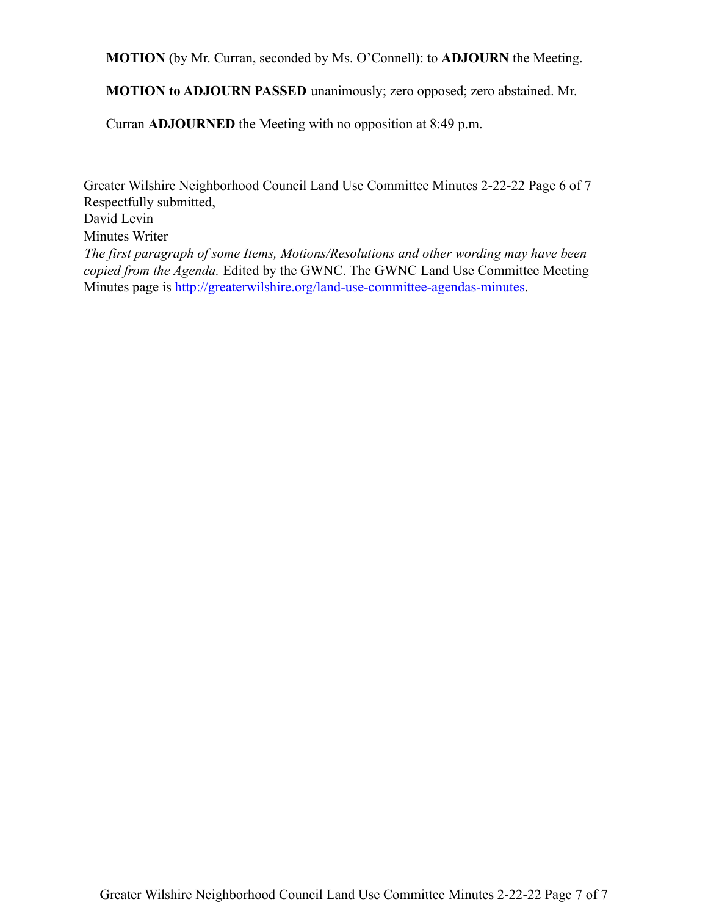**MOTION** (by Mr. Curran, seconded by Ms. O'Connell): to **ADJOURN** the Meeting.

**MOTION to ADJOURN PASSED** unanimously; zero opposed; zero abstained. Mr. Curran **ADJOURNED** the Meeting with no opposition at 8:49 p.m.

Respectfully submitted,
David Levin
Minutes Writer

*The first paragraph of some Items, Motions/Resolutions and other wording may have been copied from the Agenda.* Edited by the GWNC. The GWNC Land Use Committee Meeting Minutes page is http://greaterwilshire.org/land-use-committee-agendas-minutes.